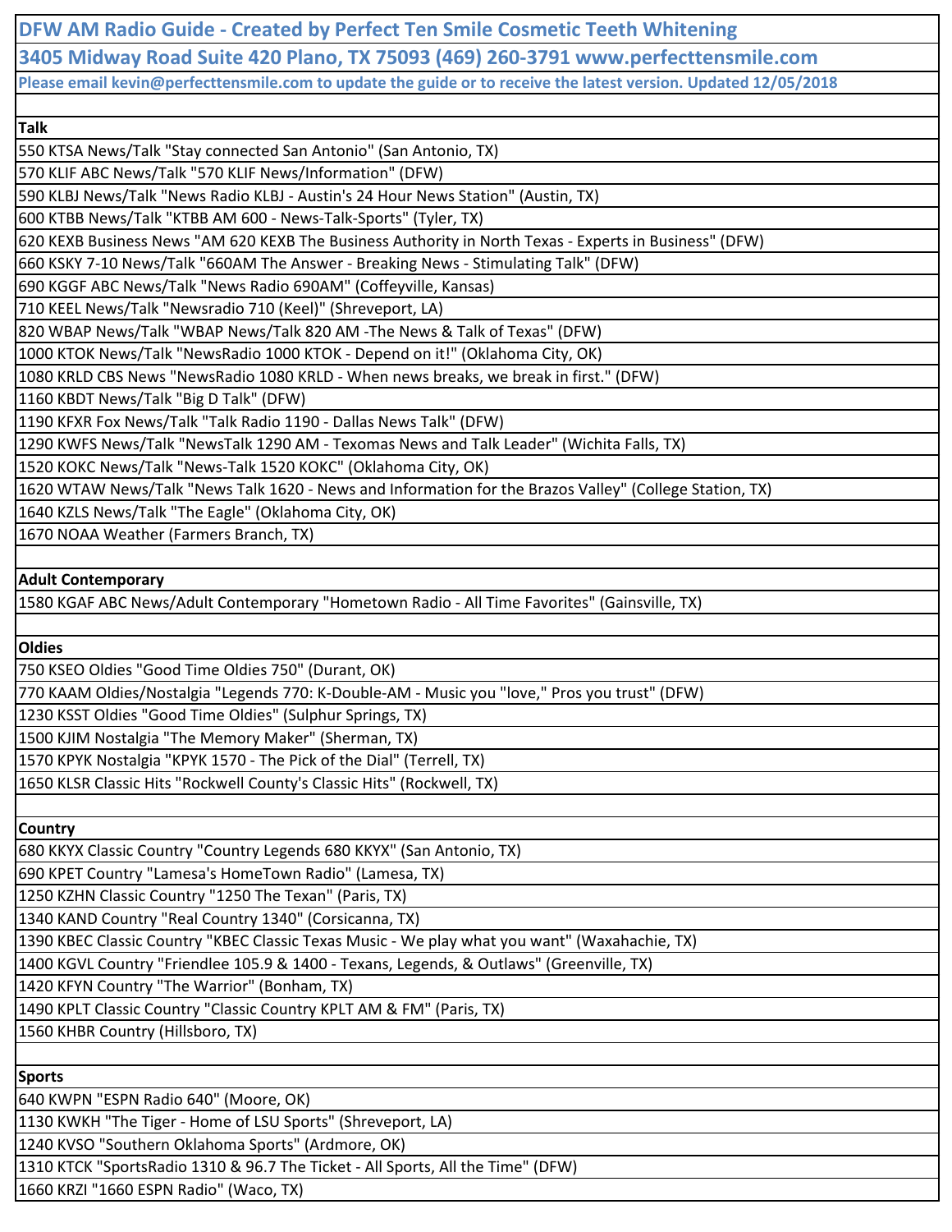# DFW AM Radio Guide - Created by Perfect Ten Smile Cosmetic Teeth Whitening

## 3405 Midway Road Suite 420 Plano, TX 75093 (469) 260-3791 www.perfecttensmile.com

**Please email kevin@perfecttensmile.com to update the guide or to receive the latest version. Updated 12/05/2018**

**Talk**

- 550 KTSA News/Talk "Stay connected San Antonio" (San Antonio, TX)
- 570 KLIF ABC News/Talk "570 KLIF News/Information" (DFW)
- 590 KLBJ News/Talk "News Radio KLBJ - Austin's 24 Hour News Station" (Austin, TX)
- 600 KTBB News/Talk "KTBB AM 600 - News-Talk-Sports" (Tyler, TX)
- 620 KEXB Business News "AM 620 KEXB The Business Authority in North Texas - Experts in Business" (DFW)
- 660 KSKY 7-10 News/Talk "660AM The Answer - Breaking News - Stimulating Talk" (DFW)
- 690 KGGF ABC News/Talk "News Radio 690AM" (Coffeyville, Kansas)
- 710 KEEL News/Talk "Newsradio 710 (Keel)" (Shreveport, LA)
- 820 WBAP News/Talk "WBAP News/Talk 820 AM -The News & Talk of Texas" (DFW)
- 1000 KTOK News/Talk "NewsRadio 1000 KTOK - Depend on it!" (Oklahoma City, OK)
- 1080 KRLD CBS News "NewsRadio 1080 KRLD - When news breaks, we break in first." (DFW)
- 1160 KBDT News/Talk "Big D Talk" (DFW)
- 1190 KFXR Fox News/Talk "Talk Radio 1190 - Dallas News Talk" (DFW)
- 1290 KWFS News/Talk "NewsTalk 1290 AM - Texomas News and Talk Leader" (Wichita Falls, TX)
- 1520 KOKC News/Talk "News-Talk 1520 KOKC" (Oklahoma City, OK)
- 1620 WTAW News/Talk "News Talk 1620 - News and Information for the Brazos Valley" (College Station, TX)
- 1640 KZLS News/Talk "The Eagle" (Oklahoma City, OK)
- 1670 NOAA Weather (Farmers Branch, TX)

**Adult Contemporary**

- 1580 KGAF ABC News/Adult Contemporary "Hometown Radio - All Time Favorites" (Gainsville, TX)

**Oldies**

- 750 KSEO Oldies "Good Time Oldies 750" (Durant, OK)
- 770 KAAM Oldies/Nostalgia "Legends 770: K-Double-AM - Music you "love," Pros you trust" (DFW)
- 1230 KSST Oldies "Good Time Oldies" (Sulphur Springs, TX)
- 1500 KJIM Nostalgia "The Memory Maker" (Sherman, TX)
- 1570 KPYK Nostalgia "KPYK 1570 - The Pick of the Dial" (Terrell, TX)
- 1650 KLSR Classic Hits "Rockwell County's Classic Hits" (Rockwell, TX)

**Country**

- 680 KKYX Classic Country "Country Legends 680 KKYX" (San Antonio, TX)
- 690 KPET Country "Lamesa's HomeTown Radio" (Lamesa, TX)
- 1250 KZHN Classic Country "1250 The Texan" (Paris, TX)
- 1340 KAND Country "Real Country 1340" (Corsicanna, TX)
- 1390 KBEC Classic Country "KBEC Classic Texas Music - We play what you want" (Waxahachie, TX)
- 1400 KGVL Country "Friendlee 105.9 & 1400 - Texans, Legends, & Outlaws" (Greenville, TX)
- 1420 KFYN Country "The Warrior" (Bonham, TX)
- 1490 KPLT Classic Country "Classic Country KPLT AM & FM" (Paris, TX)
- 1560 KHBR Country (Hillsboro, TX)

**Sports**

- 640 KWPN "ESPN Radio 640" (Moore, OK)
- 1130 KWKH "The Tiger - Home of LSU Sports" (Shreveport, LA)
- 1240 KVSO "Southern Oklahoma Sports" (Ardmore, OK)
- 1310 KTCK "SportsRadio 1310 & 96.7 The Ticket - All Sports, All the Time" (DFW)
- 1660 KRZI "1660 ESPN Radio" (Waco, TX)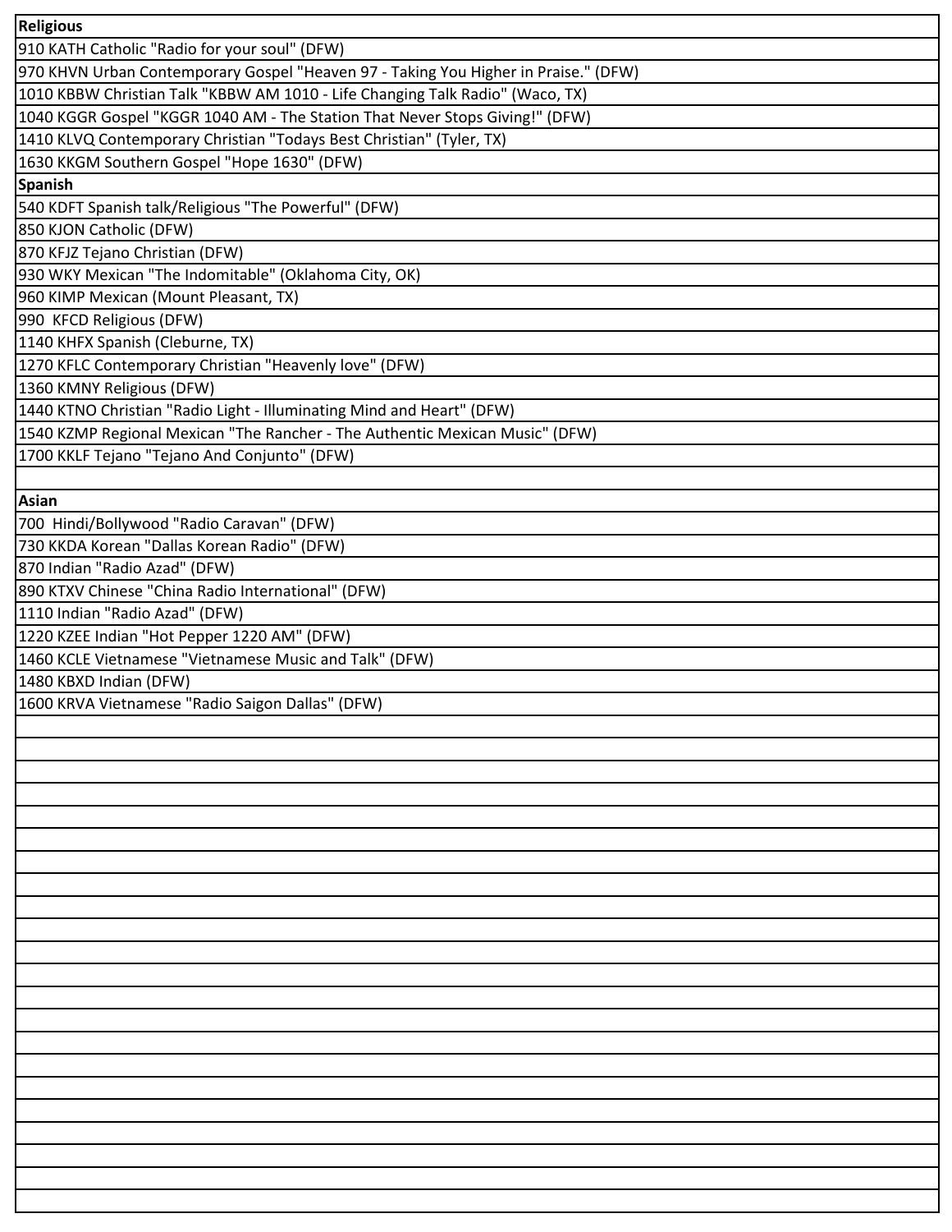| Religious |
| --- |
| 910 KATH Catholic "Radio for your soul" (DFW) |
| 970 KHVN Urban Contemporary Gospel "Heaven 97 - Taking You Higher in Praise." (DFW) |
| 1010 KBBW Christian Talk "KBBW AM 1010 - Life Changing Talk Radio" (Waco, TX) |
| 1040 KGGR Gospel "KGGR 1040 AM - The Station That Never Stops Giving!" (DFW) |
| 1410 KLVQ Contemporary Christian "Todays Best Christian" (Tyler, TX) |
| 1630 KKGM Southern Gospel "Hope 1630" (DFW) |
| **Spanish** |
| 540 KDFT Spanish talk/Religious "The Powerful" (DFW) |
| 850 KJON Catholic (DFW) |
| 870 KFJZ Tejano Christian (DFW) |
| 930 WKY Mexican "The Indomitable" (Oklahoma City, OK) |
| 960 KIMP Mexican (Mount Pleasant, TX) |
| 990 KFCD Religious (DFW) |
| 1140 KHFX Spanish (Cleburne, TX) |
| 1270 KFLC Contemporary Christian "Heavenly love" (DFW) |
| 1360 KMNY Religious (DFW) |
| 1440 KTNO Christian "Radio Light - Illuminating Mind and Heart" (DFW) |
| 1540 KZMP Regional Mexican "The Rancher - The Authentic Mexican Music" (DFW) |
| 1700 KKLF Tejano "Tejano And Conjunto" (DFW) |
| |
| **Asian** |
| 700 Hindi/Bollywood "Radio Caravan" (DFW) |
| 730 KKDA Korean "Dallas Korean Radio" (DFW) |
| 870 Indian "Radio Azad" (DFW) |
| 890 KTXV Chinese "China Radio International" (DFW) |
| 1110 Indian "Radio Azad" (DFW) |
| 1220 KZEE Indian "Hot Pepper 1220 AM" (DFW) |
| 1460 KCLE Vietnamese "Vietnamese Music and Talk" (DFW) |
| 1480 KBXD Indian (DFW) |
| 1600 KRVA Vietnamese "Radio Saigon Dallas" (DFW) |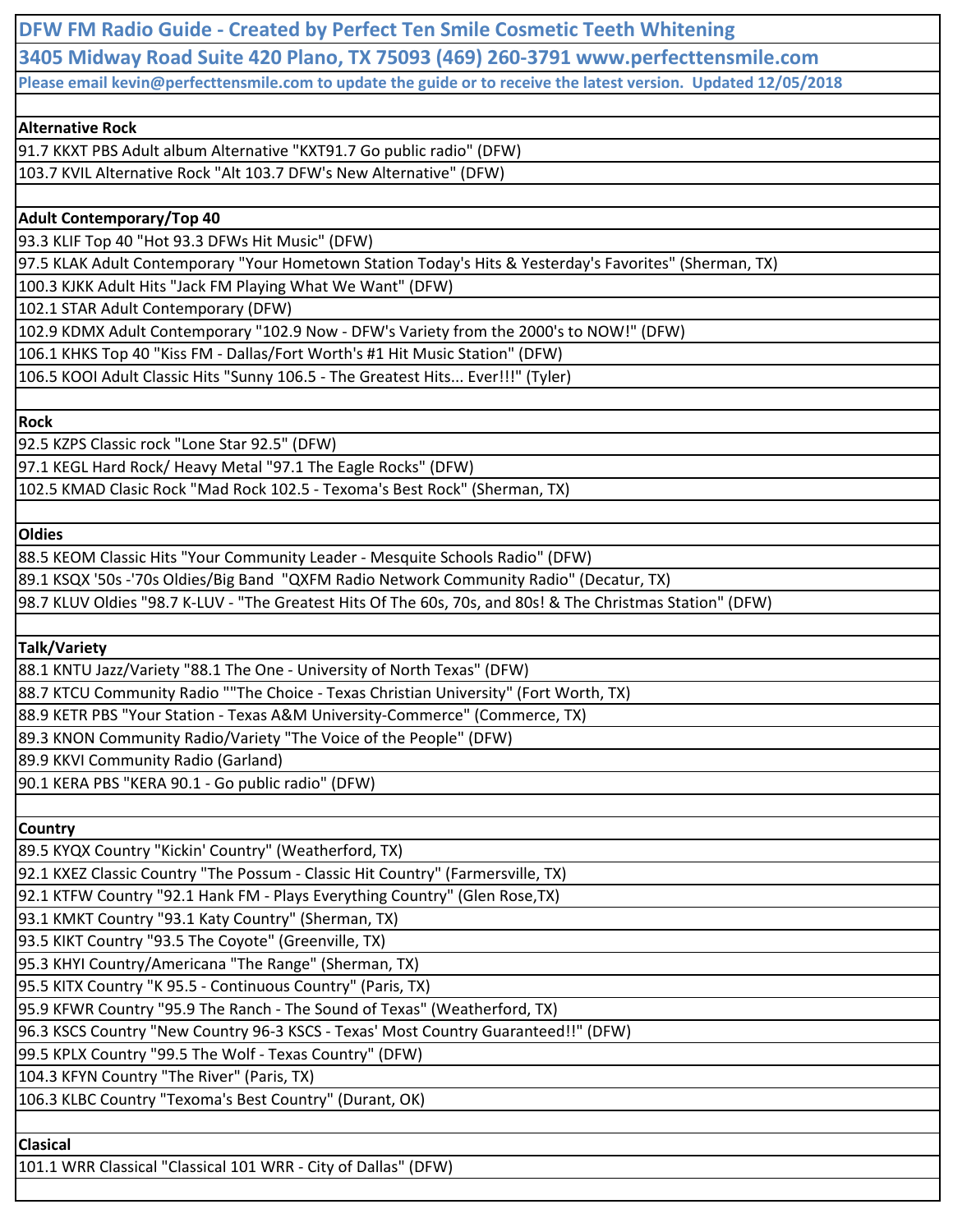# DFW FM Radio Guide - Created by Perfect Ten Smile Cosmetic Teeth Whitening

## 3405 Midway Road Suite 420 Plano, TX 75093 (469) 260-3791 www.perfecttensmile.com

**Please email kevin@perfecttensmile.com to update the guide or to receive the latest version. Updated 12/05/2018**

**Alternative Rock**

- 91.7 KKXT PBS Adult album Alternative "KXT91.7 Go public radio" (DFW)
- 103.7 KVIL Alternative Rock "Alt 103.7 DFW's New Alternative" (DFW)

**Adult Contemporary/Top 40**

- 93.3 KLIF Top 40 "Hot 93.3 DFWs Hit Music" (DFW)
- 97.5 KLAK Adult Contemporary "Your Hometown Station Today's Hits & Yesterday's Favorites" (Sherman, TX)
- 100.3 KJKK Adult Hits "Jack FM Playing What We Want" (DFW)
- 102.1 STAR Adult Contemporary (DFW)
- 102.9 KDMX Adult Contemporary "102.9 Now - DFW's Variety from the 2000's to NOW!" (DFW)
- 106.1 KHKS Top 40 "Kiss FM - Dallas/Fort Worth's #1 Hit Music Station" (DFW)
- 106.5 KOOI Adult Classic Hits "Sunny 106.5 - The Greatest Hits... Ever!!!" (Tyler)

**Rock**

- 92.5 KZPS Classic rock "Lone Star 92.5" (DFW)
- 97.1 KEGL Hard Rock/ Heavy Metal "97.1 The Eagle Rocks" (DFW)
- 102.5 KMAD Clasic Rock "Mad Rock 102.5 - Texoma's Best Rock" (Sherman, TX)

**Oldies**

- 88.5 KEOM Classic Hits "Your Community Leader - Mesquite Schools Radio" (DFW)
- 89.1 KSQX '50s -'70s Oldies/Big Band "QXFM Radio Network Community Radio" (Decatur, TX)
- 98.7 KLUV Oldies "98.7 K-LUV - "The Greatest Hits Of The 60s, 70s, and 80s! & The Christmas Station" (DFW)

**Talk/Variety**

- 88.1 KNTU Jazz/Variety "88.1 The One - University of North Texas" (DFW)
- 88.7 KTCU Community Radio ""The Choice - Texas Christian University" (Fort Worth, TX)
- 88.9 KETR PBS "Your Station - Texas A&M University-Commerce" (Commerce, TX)
- 89.3 KNON Community Radio/Variety "The Voice of the People" (DFW)
- 89.9 KKVI Community Radio (Garland)
- 90.1 KERA PBS "KERA 90.1 - Go public radio" (DFW)

**Country**

- 89.5 KYQX Country "Kickin' Country" (Weatherford, TX)
- 92.1 KXEZ Classic Country "The Possum - Classic Hit Country" (Farmersville, TX)
- 92.1 KTFW Country "92.1 Hank FM - Plays Everything Country" (Glen Rose,TX)
- 93.1 KMKT Country "93.1 Katy Country" (Sherman, TX)
- 93.5 KIKT Country "93.5 The Coyote" (Greenville, TX)
- 95.3 KHYI Country/Americana "The Range" (Sherman, TX)
- 95.5 KITX Country "K 95.5 - Continuous Country" (Paris, TX)
- 95.9 KFWR Country "95.9 The Ranch - The Sound of Texas" (Weatherford, TX)
- 96.3 KSCS Country "New Country 96-3 KSCS - Texas' Most Country Guaranteed!!" (DFW)
- 99.5 KPLX Country "99.5 The Wolf - Texas Country" (DFW)
- 104.3 KFYN Country "The River" (Paris, TX)
- 106.3 KLBC Country "Texoma's Best Country" (Durant, OK)

**Clasical**

- 101.1 WRR Classical "Classical 101 WRR - City of Dallas" (DFW)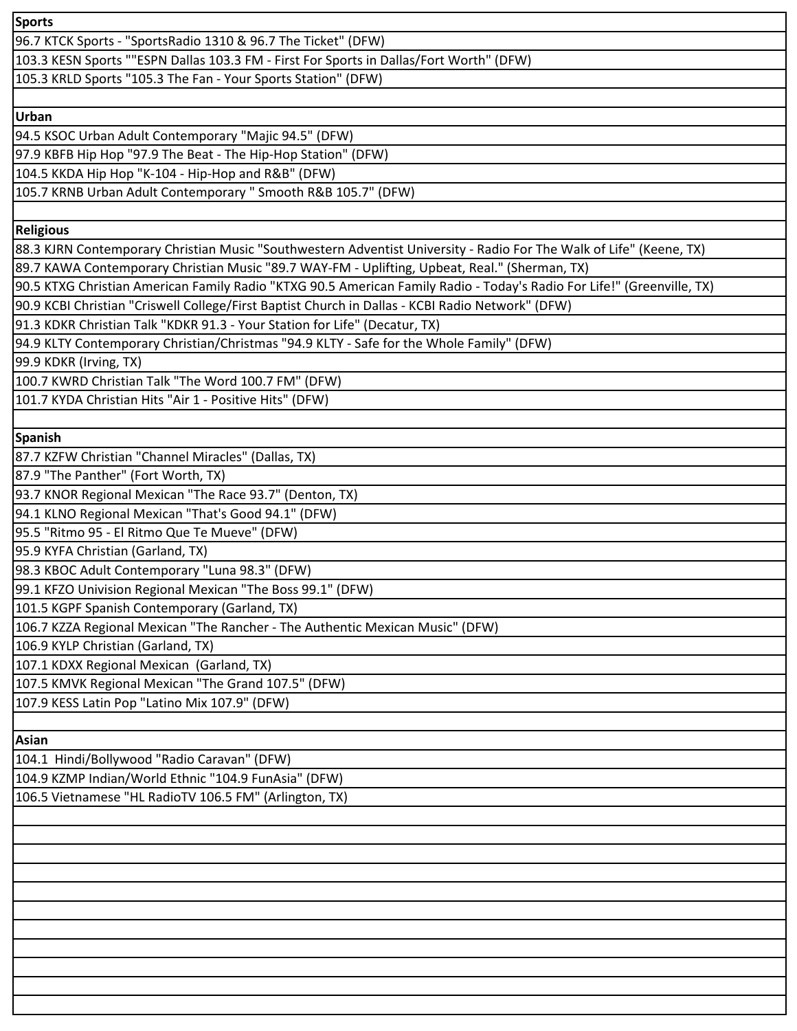| |
|---|
| **Sports** |
| 96.7 KTCK Sports - "SportsRadio 1310 & 96.7 The Ticket" (DFW) |
| 103.3 KESN Sports ""ESPN Dallas 103.3 FM - First For Sports in Dallas/Fort Worth" (DFW) |
| 105.3 KRLD Sports "105.3 The Fan - Your Sports Station" (DFW) |
| |
| **Urban** |
| 94.5 KSOC Urban Adult Contemporary "Majic 94.5" (DFW) |
| 97.9 KBFB Hip Hop "97.9 The Beat - The Hip-Hop Station" (DFW) |
| 104.5 KKDA Hip Hop "K-104 - Hip-Hop and R&B" (DFW) |
| 105.7 KRNB Urban Adult Contemporary " Smooth R&B 105.7" (DFW) |
| |
| **Religious** |
| 88.3 KJRN Contemporary Christian Music "Southwestern Adventist University - Radio For The Walk of Life" (Keene, TX) |
| 89.7 KAWA Contemporary Christian Music "89.7 WAY-FM - Uplifting, Upbeat, Real." (Sherman, TX) |
| 90.5 KTXG Christian American Family Radio "KTXG 90.5 American Family Radio - Today's Radio For Life!" (Greenville, TX) |
| 90.9 KCBI Christian "Criswell College/First Baptist Church in Dallas - KCBI Radio Network" (DFW) |
| 91.3 KDKR Christian Talk "KDKR 91.3 - Your Station for Life" (Decatur, TX) |
| 94.9 KLTY Contemporary Christian/Christmas "94.9 KLTY - Safe for the Whole Family" (DFW) |
| 99.9 KDKR (Irving, TX) |
| 100.7 KWRD Christian Talk "The Word 100.7 FM" (DFW) |
| 101.7 KYDA Christian Hits "Air 1 - Positive Hits" (DFW) |
| |
| **Spanish** |
| 87.7 KZFW Christian "Channel Miracles" (Dallas, TX) |
| 87.9 "The Panther" (Fort Worth, TX) |
| 93.7 KNOR Regional Mexican "The Race 93.7" (Denton, TX) |
| 94.1 KLNO Regional Mexican "That's Good 94.1" (DFW) |
| 95.5 "Ritmo 95 - El Ritmo Que Te Mueve" (DFW) |
| 95.9 KYFA Christian (Garland, TX) |
| 98.3 KBOC Adult Contemporary "Luna 98.3" (DFW) |
| 99.1 KFZO Univision Regional Mexican "The Boss 99.1" (DFW) |
| 101.5 KGPF Spanish Contemporary (Garland, TX) |
| 106.7 KZZA Regional Mexican "The Rancher - The Authentic Mexican Music" (DFW) |
| 106.9 KYLP Christian (Garland, TX) |
| 107.1 KDXX Regional Mexican (Garland, TX) |
| 107.5 KMVK Regional Mexican "The Grand 107.5" (DFW) |
| 107.9 KESS Latin Pop "Latino Mix 107.9" (DFW) |
| |
| **Asian** |
| 104.1 Hindi/Bollywood "Radio Caravan" (DFW) |
| 104.9 KZMP Indian/World Ethnic "104.9 FunAsia" (DFW) |
| 106.5 Vietnamese "HL RadioTV 106.5 FM" (Arlington, TX) |